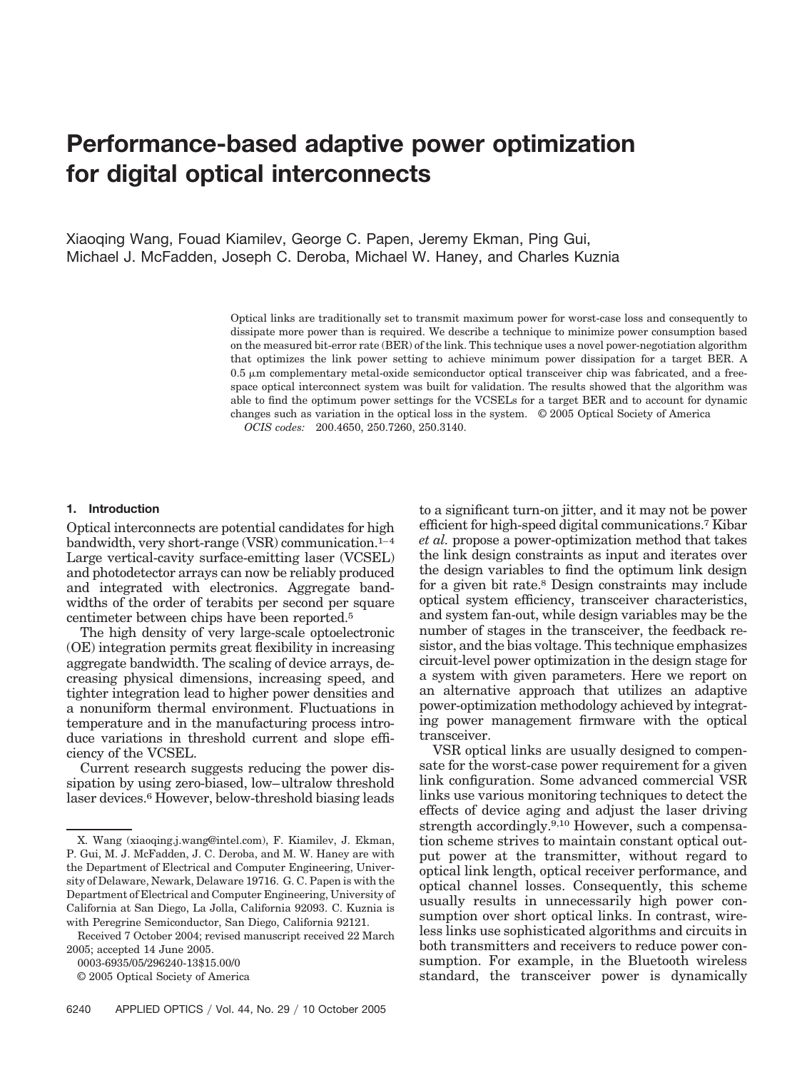# Performance-based adaptive power optimization for digital optical interconnects

Xiaoqing Wang, Fouad Kiamilev, George C. Papen, Jeremy Ekman, Ping Gui, Michael J. McFadden, Joseph C. Deroba, Michael W. Haney, and Charles Kuznia

Optical links are traditionally set to transmit maximum power for worst-case loss and consequently to dissipate more power than is required. We describe a technique to minimize power consumption based on the measured bit-error rate (BER) of the link. This technique uses a novel power-negotiation algorithm that optimizes the link power setting to achieve minimum power dissipation for a target BER. A 0.5 μm complementary metal-oxide semiconductor optical transceiver chip was fabricated, and a free-space optical interconnect system was built for validation. The results showed that the algorithm was able to find the optimum power settings for the VCSELs for a target BER and to account for dynamic changes such as variation in the optical loss in the system. © 2005 Optical Society of America

*OCIS codes:* 200.4650, 250.7260, 250.3140.

## 1. Introduction

Optical interconnects are potential candidates for high bandwidth, very short-range (VSR) communication.[1–4] Large vertical-cavity surface-emitting laser (VCSEL) and photodetector arrays can now be reliably produced and integrated with electronics. Aggregate bandwidths of the order of terabits per second per square centimeter between chips have been reported.[5]

The high density of very large-scale optoelectronic (OE) integration permits great flexibility in increasing aggregate bandwidth. The scaling of device arrays, decreasing physical dimensions, increasing speed, and tighter integration lead to higher power densities and a nonuniform thermal environment. Fluctuations in temperature and in the manufacturing process introduce variations in threshold current and slope efficiency of the VCSEL.

Current research suggests reducing the power dissipation by using zero-biased, low–ultralow threshold laser devices.[6] However, below-threshold biasing leads to a significant turn-on jitter, and it may not be power efficient for high-speed digital communications.[7] Kibar *et al.* propose a power-optimization method that takes the link design constraints as input and iterates over the design variables to find the optimum link design for a given bit rate.[8] Design constraints may include optical system efficiency, transceiver characteristics, and system fan-out, while design variables may be the number of stages in the transceiver, the feedback resistor, and the bias voltage. This technique emphasizes circuit-level power optimization in the design stage for a system with given parameters. Here we report on an alternative approach that utilizes an adaptive power-optimization methodology achieved by integrating power management firmware with the optical transceiver.

VSR optical links are usually designed to compensate for the worst-case power requirement for a given link configuration. Some advanced commercial VSR links use various monitoring techniques to detect the effects of device aging and adjust the laser driving strength accordingly.[9,10] However, such a compensation scheme strives to maintain constant optical output power at the transmitter, without regard to optical link length, optical receiver performance, and optical channel losses. Consequently, this scheme usually results in unnecessarily high power consumption over short optical links. In contrast, wireless links use sophisticated algorithms and circuits in both transmitters and receivers to reduce power consumption. For example, in the Bluetooth wireless standard, the transceiver power is dynamically

X. Wang (xiaoqing.j.wang@intel.com), F. Kiamilev, J. Ekman, P. Gui, M. J. McFadden, J. C. Deroba, and M. W. Haney are with the Department of Electrical and Computer Engineering, University of Delaware, Newark, Delaware 19716. G. C. Papen is with the Department of Electrical and Computer Engineering, University of California at San Diego, La Jolla, California 92093. C. Kuznia is with Peregrine Semiconductor, San Diego, California 92121.

Received 7 October 2004; revised manuscript received 22 March 2005; accepted 14 June 2005.

0003-6935/05/296240-13$15.00/0

© 2005 Optical Society of America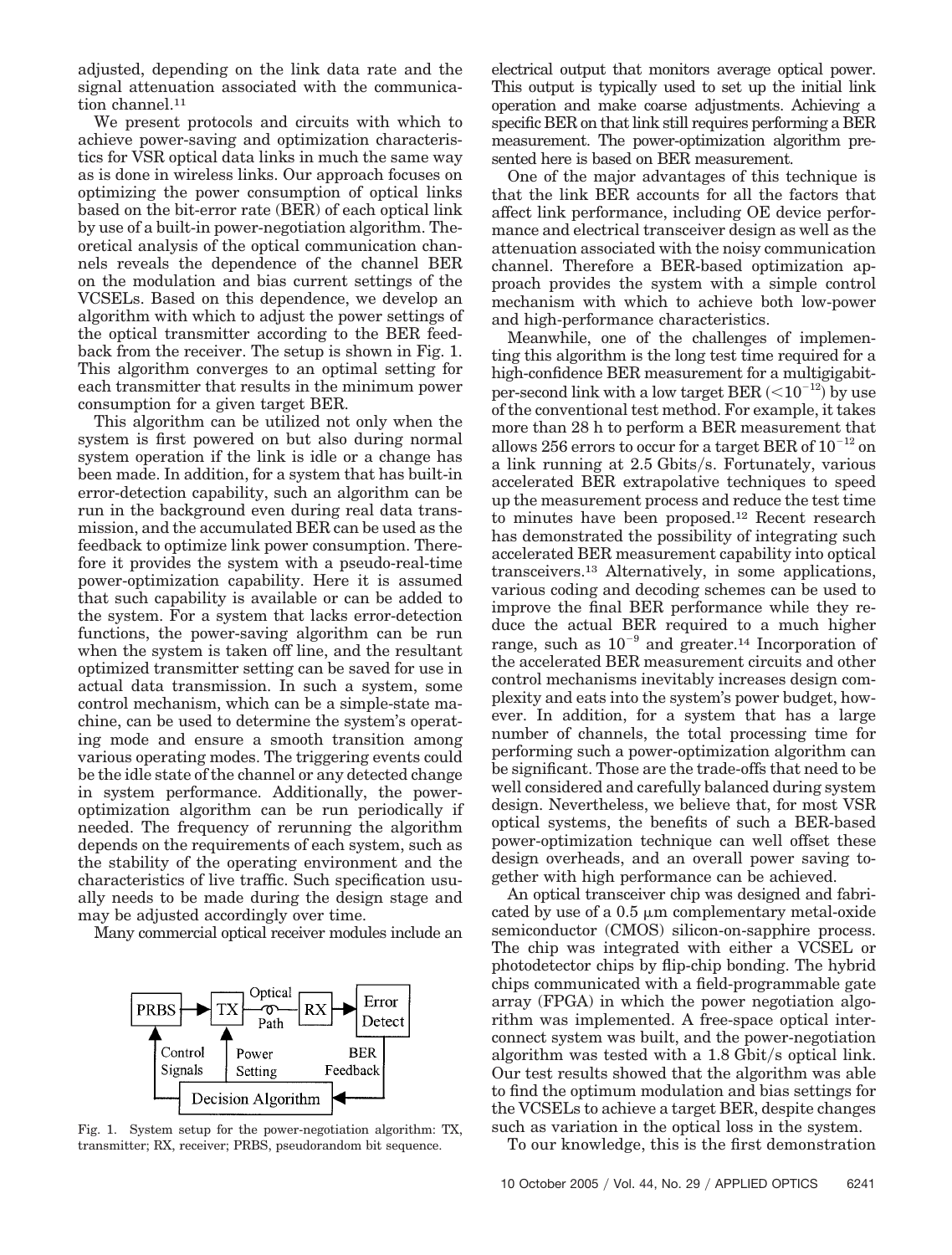adjusted, depending on the link data rate and the signal attenuation associated with the communication channel.[11]

We present protocols and circuits with which to achieve power-saving and optimization characteristics for VSR optical data links in much the same way as is done in wireless links. Our approach focuses on optimizing the power consumption of optical links based on the bit-error rate (BER) of each optical link by use of a built-in power-negotiation algorithm. Theoretical analysis of the optical communication channels reveals the dependence of the channel BER on the modulation and bias current settings of the VCSELs. Based on this dependence, we develop an algorithm with which to adjust the power settings of the optical transmitter according to the BER feedback from the receiver. The setup is shown in Fig. 1. This algorithm converges to an optimal setting for each transmitter that results in the minimum power consumption for a given target BER.

This algorithm can be utilized not only when the system is first powered on but also during normal system operation if the link is idle or a change has been made. In addition, for a system that has built-in error-detection capability, such an algorithm can be run in the background even during real data transmission, and the accumulated BER can be used as the feedback to optimize link power consumption. Therefore it provides the system with a pseudo-real-time power-optimization capability. Here it is assumed that such capability is available or can be added to the system. For a system that lacks error-detection functions, the power-saving algorithm can be run when the system is taken off line, and the resultant optimized transmitter setting can be saved for use in actual data transmission. In such a system, some control mechanism, which can be a simple-state machine, can be used to determine the system's operating mode and ensure a smooth transition among various operating modes. The triggering events could be the idle state of the channel or any detected change in system performance. Additionally, the power-optimization algorithm can be run periodically if needed. The frequency of rerunning the algorithm depends on the requirements of each system, such as the stability of the operating environment and the characteristics of live traffic. Such specification usually needs to be made during the design stage and may be adjusted accordingly over time.

Many commercial optical receiver modules include an electrical output that monitors average optical power. This output is typically used to set up the initial link operation and make coarse adjustments. Achieving a specific BER on that link still requires performing a BER measurement. The power-optimization algorithm presented here is based on BER measurement.

Fig. 1. System setup for the power-negotiation algorithm: TX, transmitter; RX, receiver; PRBS, pseudorandom bit sequence.

One of the major advantages of this technique is that the link BER accounts for all the factors that affect link performance, including OE device performance and electrical transceiver design as well as the attenuation associated with the noisy communication channel. Therefore a BER-based optimization approach provides the system with a simple control mechanism with which to achieve both low-power and high-performance characteristics.

Meanwhile, one of the challenges of implementing this algorithm is the long test time required for a high-confidence BER measurement for a multigigabit-per-second link with a low target BER ($<10^{-12}$) by use of the conventional test method. For example, it takes more than 28 h to perform a BER measurement that allows 256 errors to occur for a target BER of $10^{-12}$ on a link running at 2.5 Gbits/s. Fortunately, various accelerated BER extrapolative techniques to speed up the measurement process and reduce the test time to minutes have been proposed.[12] Recent research has demonstrated the possibility of integrating such accelerated BER measurement capability into optical transceivers.[13] Alternatively, in some applications, various coding and decoding schemes can be used to improve the final BER performance while they reduce the actual BER required to a much higher range, such as $10^{-9}$ and greater.[14] Incorporation of the accelerated BER measurement circuits and other control mechanisms inevitably increases design complexity and eats into the system's power budget, however. In addition, for a system that has a large number of channels, the total processing time for performing such a power-optimization algorithm can be significant. Those are the trade-offs that need to be well considered and carefully balanced during system design. Nevertheless, we believe that, for most VSR optical systems, the benefits of such a BER-based power-optimization technique can well offset these design overheads, and an overall power saving together with high performance can be achieved.

An optical transceiver chip was designed and fabricated by use of a 0.5 μm complementary metal-oxide semiconductor (CMOS) silicon-on-sapphire process. The chip was integrated with either a VCSEL or photodetector chips by flip-chip bonding. The hybrid chips communicated with a field-programmable gate array (FPGA) in which the power negotiation algorithm was implemented. A free-space optical interconnect system was built, and the power-negotiation algorithm was tested with a 1.8 Gbit/s optical link. Our test results showed that the algorithm was able to find the optimum modulation and bias settings for the VCSELs to achieve a target BER, despite changes such as variation in the optical loss in the system.

To our knowledge, this is the first demonstration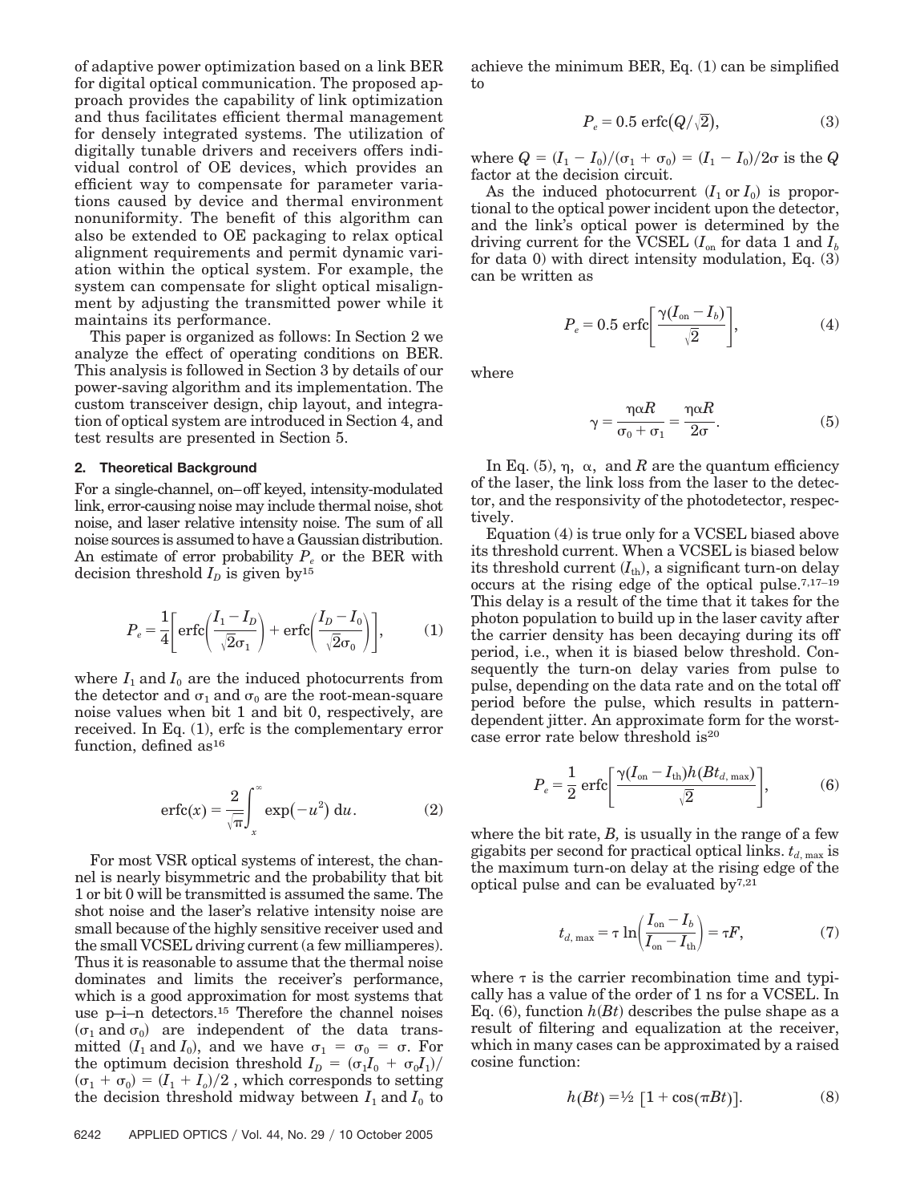of adaptive power optimization based on a link BER for digital optical communication. The proposed approach provides the capability of link optimization and thus facilitates efficient thermal management for densely integrated systems. The utilization of digitally tunable drivers and receivers offers individual control of OE devices, which provides an efficient way to compensate for parameter variations caused by device and thermal environment nonuniformity. The benefit of this algorithm can also be extended to OE packaging to relax optical alignment requirements and permit dynamic variation within the optical system. For example, the system can compensate for slight optical misalignment by adjusting the transmitted power while it maintains its performance.

This paper is organized as follows: In Section 2 we analyze the effect of operating conditions on BER. This analysis is followed in Section 3 by details of our power-saving algorithm and its implementation. The custom transceiver design, chip layout, and integration of optical system are introduced in Section 4, and test results are presented in Section 5.

## 2. Theoretical Background

For a single-channel, on–off keyed, intensity-modulated link, error-causing noise may include thermal noise, shot noise, and laser relative intensity noise. The sum of all noise sources is assumed to have a Gaussian distribution. An estimate of error probability $P_e$ or the BER with decision threshold $I_D$ is given by[15]

$$P_e = \frac{1}{4}\left[\operatorname{erfc}\left(\frac{I_1 - I_D}{\sqrt{2}\sigma_1}\right) + \operatorname{erfc}\left(\frac{I_D - I_0}{\sqrt{2}\sigma_0}\right)\right], \tag{1}$$

where $I_1$ and $I_0$ are the induced photocurrents from the detector and $\sigma_1$ and $\sigma_0$ are the root-mean-square noise values when bit 1 and bit 0, respectively, are received. In Eq. (1), erfc is the complementary error function, defined as[16]

$$\operatorname{erfc}(x) = \frac{2}{\sqrt{\pi}}\int_x^{\infty} \exp(-u^2)\, \mathrm{d}u. \tag{2}$$

For most VSR optical systems of interest, the channel is nearly bisymmetric and the probability that bit 1 or bit 0 will be transmitted is assumed the same. The shot noise and the laser's relative intensity noise are small because of the highly sensitive receiver used and the small VCSEL driving current (a few milliamperes). Thus it is reasonable to assume that the thermal noise dominates and limits the receiver's performance, which is a good approximation for most systems that use p–i–n detectors.[15] Therefore the channel noises ($\sigma_1$ and $\sigma_0$) are independent of the data transmitted ($I_1$ and $I_0$), and we have $\sigma_1 = \sigma_0 = \sigma$. For the optimum decision threshold $I_D = (\sigma_1 I_0 + \sigma_0 I_1)/(\sigma_1 + \sigma_0) = (I_1 + I_o)/2$, which corresponds to setting the decision threshold midway between $I_1$ and $I_0$ to achieve the minimum BER, Eq. (1) can be simplified to

$$P_e = 0.5 \operatorname{erfc}(Q/\sqrt{2}), \tag{3}$$

where $Q = (I_1 - I_0)/(\sigma_1 + \sigma_0) = (I_1 - I_0)/2\sigma$ is the $Q$ factor at the decision circuit.

As the induced photocurrent ($I_1$ or $I_0$) is proportional to the optical power incident upon the detector, and the link's optical power is determined by the driving current for the VCSEL ($I_{\text{on}}$ for data 1 and $I_b$ for data 0) with direct intensity modulation, Eq. (3) can be written as

$$P_e = 0.5 \operatorname{erfc}\left[\frac{\gamma(I_{\text{on}} - I_b)}{\sqrt{2}}\right], \tag{4}$$

where

$$\gamma = \frac{\eta\alpha R}{\sigma_0 + \sigma_1} = \frac{\eta\alpha R}{2\sigma}. \tag{5}$$

In Eq. (5), $\eta$, $\alpha$, and $R$ are the quantum efficiency of the laser, the link loss from the laser to the detector, and the responsivity of the photodetector, respectively.

Equation (4) is true only for a VCSEL biased above its threshold current. When a VCSEL is biased below its threshold current ($I_{\text{th}}$), a significant turn-on delay occurs at the rising edge of the optical pulse.[7,17–19] This delay is a result of the time that it takes for the photon population to build up in the laser cavity after the carrier density has been decaying during its off period, i.e., when it is biased below threshold. Consequently the turn-on delay varies from pulse to pulse, depending on the data rate and on the total off period before the pulse, which results in pattern-dependent jitter. An approximate form for the worst-case error rate below threshold is[20]

$$P_e = \frac{1}{2} \operatorname{erfc}\left[\frac{\gamma(I_{\text{on}} - I_{\text{th}})h(Bt_{d,\max})}{\sqrt{2}}\right], \tag{6}$$

where the bit rate, $B$, is usually in the range of a few gigabits per second for practical optical links. $t_{d,\max}$ is the maximum turn-on delay at the rising edge of the optical pulse and can be evaluated by[7,21]

$$t_{d,\max} = \tau \ln\left(\frac{I_{\text{on}} - I_b}{I_{\text{on}} - I_{\text{th}}}\right) = \tau F, \tag{7}$$

where $\tau$ is the carrier recombination time and typically has a value of the order of 1 ns for a VCSEL. In Eq. (6), function $h(Bt)$ describes the pulse shape as a result of filtering and equalization at the receiver, which in many cases can be approximated by a raised cosine function:

$$h(Bt) = ½\,[1 + \cos(\pi Bt)]. \tag{8}$$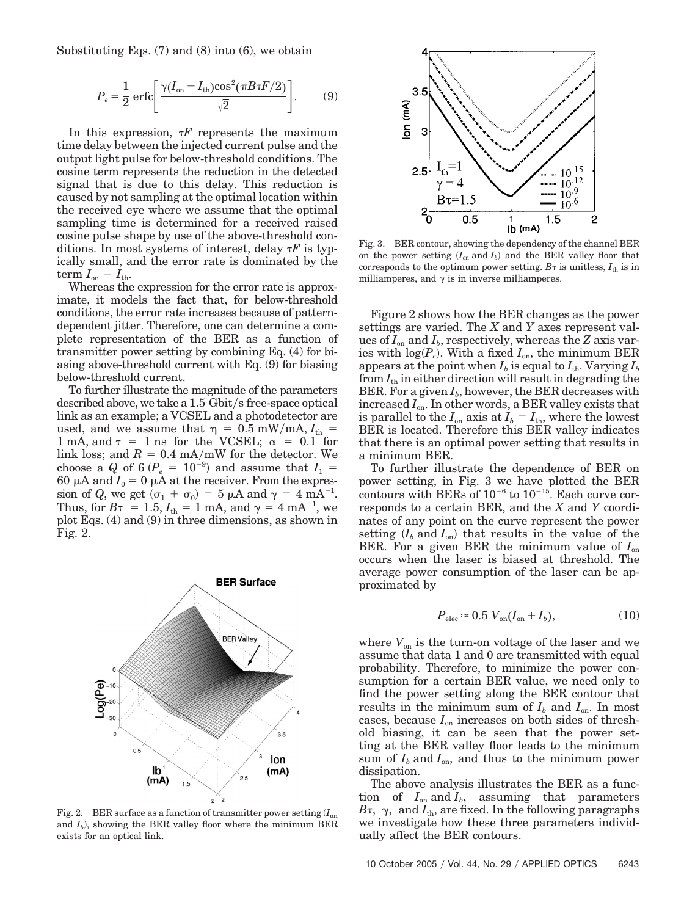Substituting Eqs. (7) and (8) into (6), we obtain

$$P_e = \frac{1}{2}\,\mathrm{erfc}\left[\frac{\gamma(I_{\mathrm{on}} - I_{\mathrm{th}})\cos^2(\pi B\tau F/2)}{\sqrt{2}}\right]. \qquad (9)$$

In this expression, $\tau F$ represents the maximum time delay between the injected current pulse and the output light pulse for below-threshold conditions. The cosine term represents the reduction in the detected signal that is due to this delay. This reduction is caused by not sampling at the optimal location within the received eye where we assume that the optimal sampling time is determined for a received raised cosine pulse shape by use of the above-threshold conditions. In most systems of interest, delay $\tau F$ is typically small, and the error rate is dominated by the term $I_{\mathrm{on}} - I_{\mathrm{th}}$.

Whereas the expression for the error rate is approximate, it models the fact that, for below-threshold conditions, the error rate increases because of pattern-dependent jitter. Therefore, one can determine a complete representation of the BER as a function of transmitter power setting by combining Eq. (4) for biasing above-threshold current with Eq. (9) for biasing below-threshold current.

To further illustrate the magnitude of the parameters described above, we take a 1.5 Gbit/s free-space optical link as an example; a VCSEL and a photodetector are used, and we assume that $\eta = 0.5$ mW/mA, $I_{\mathrm{th}} = 1$ mA, and $\tau = 1$ ns for the VCSEL; $\alpha = 0.1$ for link loss; and $R = 0.4$ mA/mW for the detector. We choose a $Q$ of 6 ($P_e = 10^{-9}$) and assume that $I_1 = 60$ μA and $I_0 = 0$ μA at the receiver. From the expression of $Q$, we get $(\sigma_1 + \sigma_0) = 5$ μA and $\gamma = 4$ mA$^{-1}$. Thus, for $B\tau = 1.5$, $I_{\mathrm{th}} = 1$ mA, and $\gamma = 4$ mA$^{-1}$, we plot Eqs. (4) and (9) in three dimensions, as shown in Fig. 2.

Fig. 2. BER surface as a function of transmitter power setting ($I_{\mathrm{on}}$ and $I_b$), showing the BER valley floor where the minimum BER exists for an optical link.

Fig. 3. BER contour, showing the dependency of the channel BER on the power setting ($I_{\mathrm{on}}$ and $I_b$) and the BER valley floor that corresponds to the optimum power setting. $B\tau$ is unitless, $I_{\mathrm{th}}$ is in milliamperes, and $\gamma$ is in inverse milliamperes.

Figure 2 shows how the BER changes as the power settings are varied. The $X$ and $Y$ axes represent values of $I_{\mathrm{on}}$ and $I_b$, respectively, whereas the $Z$ axis varies with $\log(P_e)$. With a fixed $I_{\mathrm{on}}$, the minimum BER appears at the point when $I_b$ is equal to $I_{\mathrm{th}}$. Varying $I_b$ from $I_{\mathrm{th}}$ in either direction will result in degrading the BER. For a given $I_b$, however, the BER decreases with increased $I_{\mathrm{on}}$. In other words, a BER valley exists that is parallel to the $I_{\mathrm{on}}$ axis at $I_b = I_{\mathrm{th}}$, where the lowest BER is located. Therefore this BER valley indicates that there is an optimal power setting that results in a minimum BER.

To further illustrate the dependence of BER on power setting, in Fig. 3 we have plotted the BER contours with BERs of $10^{-6}$ to $10^{-15}$. Each curve corresponds to a certain BER, and the $X$ and $Y$ coordinates of any point on the curve represent the power setting ($I_b$ and $I_{\mathrm{on}}$) that results in the value of the BER. For a given BER the minimum value of $I_{\mathrm{on}}$ occurs when the laser is biased at threshold. The average power consumption of the laser can be approximated by

$$P_{\mathrm{elec}} \approx 0.5\, V_{\mathrm{on}}(I_{\mathrm{on}} + I_b), \qquad (10)$$

where $V_{\mathrm{on}}$ is the turn-on voltage of the laser and we assume that data 1 and 0 are transmitted with equal probability. Therefore, to minimize the power consumption for a certain BER value, we need only to find the power setting along the BER contour that results in the minimum sum of $I_b$ and $I_{\mathrm{on}}$. In most cases, because $I_{\mathrm{on}}$ increases on both sides of threshold biasing, it can be seen that the power setting at the BER valley floor leads to the minimum sum of $I_b$ and $I_{\mathrm{on}}$, and thus to the minimum power dissipation.

The above analysis illustrates the BER as a function of $I_{\mathrm{on}}$ and $I_b$, assuming that parameters $B\tau$, $\gamma$, and $I_{\mathrm{th}}$, are fixed. In the following paragraphs we investigate how these three parameters individually affect the BER contours.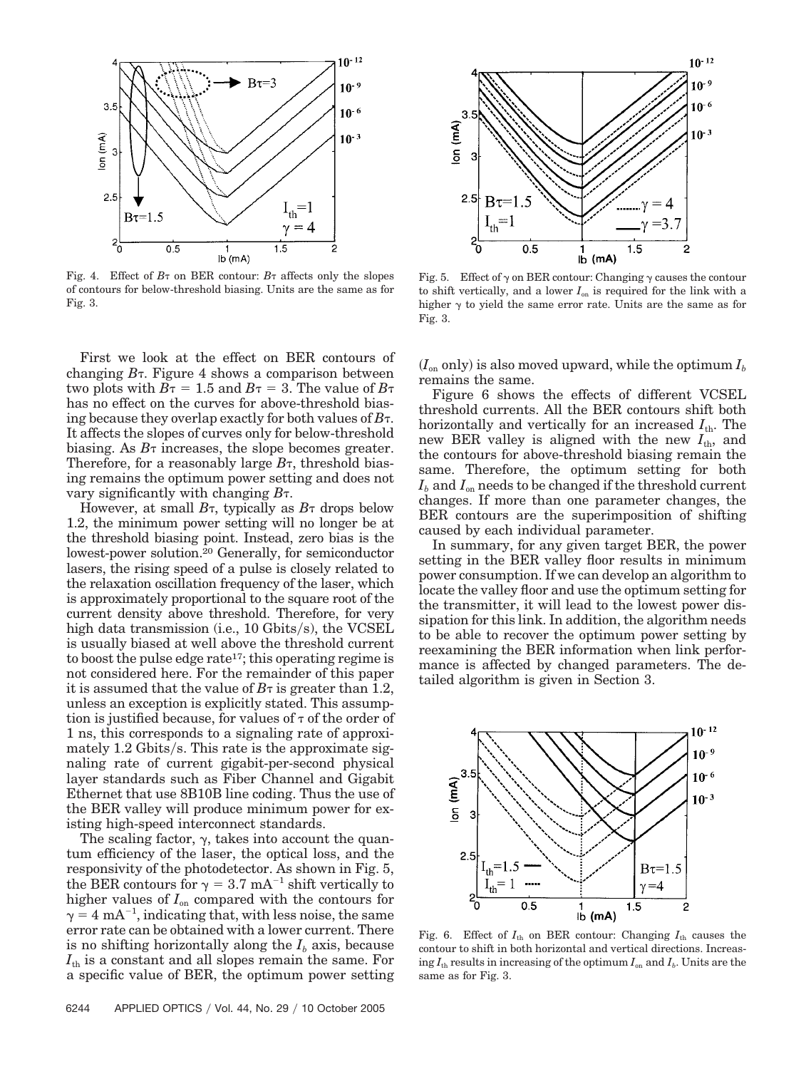Fig. 4. Effect of $B\tau$ on BER contour: $B\tau$ affects only the slopes of contours for below-threshold biasing. Units are the same as for Fig. 3.

Fig. 5. Effect of $\gamma$ on BER contour: Changing $\gamma$ causes the contour to shift vertically, and a lower $I_{on}$ is required for the link with a higher $\gamma$ to yield the same error rate. Units are the same as for Fig. 3.

First we look at the effect on BER contours of changing $B\tau$. Figure 4 shows a comparison between two plots with $B\tau = 1.5$ and $B\tau = 3$. The value of $B\tau$ has no effect on the curves for above-threshold biasing because they overlap exactly for both values of $B\tau$. It affects the slopes of curves only for below-threshold biasing. As $B\tau$ increases, the slope becomes greater. Therefore, for a reasonably large $B\tau$, threshold biasing remains the optimum power setting and does not vary significantly with changing $B\tau$.

However, at small $B\tau$, typically as $B\tau$ drops below 1.2, the minimum power setting will no longer be at the threshold biasing point. Instead, zero bias is the lowest-power solution.[20] Generally, for semiconductor lasers, the rising speed of a pulse is closely related to the relaxation oscillation frequency of the laser, which is approximately proportional to the square root of the current density above threshold. Therefore, for very high data transmission (i.e., 10 Gbits/s), the VCSEL is usually biased at well above the threshold current to boost the pulse edge rate[17]; this operating regime is not considered here. For the remainder of this paper it is assumed that the value of $B\tau$ is greater than 1.2, unless an exception is explicitly stated. This assumption is justified because, for values of $\tau$ of the order of 1 ns, this corresponds to a signaling rate of approximately 1.2 Gbits/s. This rate is the approximate signaling rate of current gigabit-per-second physical layer standards such as Fiber Channel and Gigabit Ethernet that use 8B10B line coding. Thus the use of the BER valley will produce minimum power for existing high-speed interconnect standards.

The scaling factor, $\gamma$, takes into account the quantum efficiency of the laser, the optical loss, and the responsivity of the photodetector. As shown in Fig. 5, the BER contours for $\gamma = 3.7\ \text{mA}^{-1}$ shift vertically to higher values of $I_{on}$ compared with the contours for $\gamma = 4\ \text{mA}^{-1}$, indicating that, with less noise, the same error rate can be obtained with a lower current. There is no shifting horizontally along the $I_b$ axis, because $I_{th}$ is a constant and all slopes remain the same. For a specific value of BER, the optimum power setting ($I_{on}$ only) is also moved upward, while the optimum $I_b$ remains the same.

Figure 6 shows the effects of different VCSEL threshold currents. All the BER contours shift both horizontally and vertically for an increased $I_{th}$. The new BER valley is aligned with the new $I_{th}$, and the contours for above-threshold biasing remain the same. Therefore, the optimum setting for both $I_b$ and $I_{on}$ needs to be changed if the threshold current changes. If more than one parameter changes, the BER contours are the superimposition of shifting caused by each individual parameter.

In summary, for any given target BER, the power setting in the BER valley floor results in minimum power consumption. If we can develop an algorithm to locate the valley floor and use the optimum setting for the transmitter, it will lead to the lowest power dissipation for this link. In addition, the algorithm needs to be able to recover the optimum power setting by reexamining the BER information when link performance is affected by changed parameters. The detailed algorithm is given in Section 3.

Fig. 6. Effect of $I_{th}$ on BER contour: Changing $I_{th}$ causes the contour to shift in both horizontal and vertical directions. Increasing $I_{th}$ results in increasing of the optimum $I_{on}$ and $I_b$. Units are the same as for Fig. 3.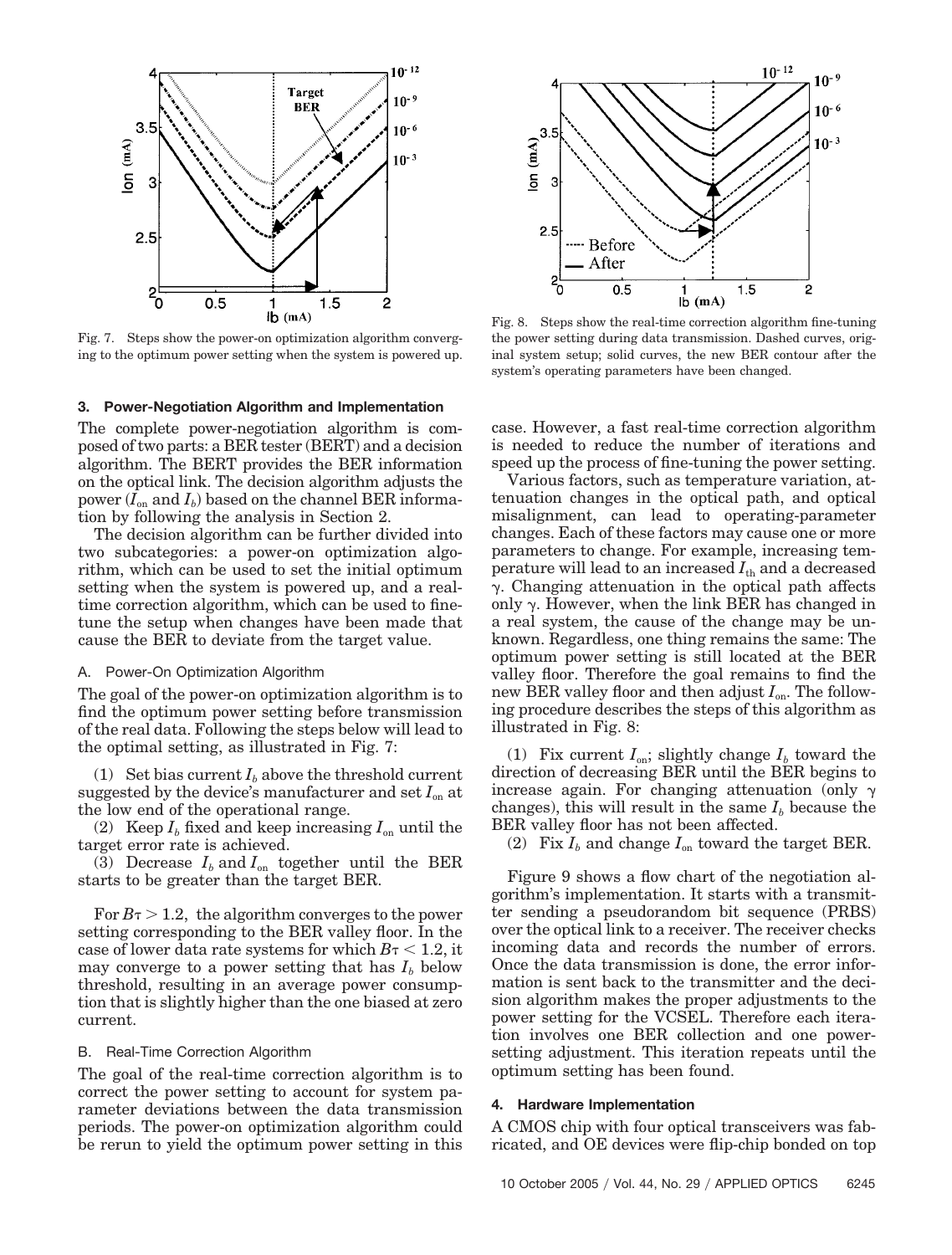Fig. 7. Steps show the power-on optimization algorithm converging to the optimum power setting when the system is powered up.

Fig. 8. Steps show the real-time correction algorithm fine-tuning the power setting during data transmission. Dashed curves, original system setup; solid curves, the new BER contour after the system's operating parameters have been changed.

## 3. Power-Negotiation Algorithm and Implementation

The complete power-negotiation algorithm is composed of two parts: a BER tester (BERT) and a decision algorithm. The BERT provides the BER information on the optical link. The decision algorithm adjusts the power ($I_{on}$ and $I_b$) based on the channel BER information by following the analysis in Section 2.

The decision algorithm can be further divided into two subcategories: a power-on optimization algorithm, which can be used to set the initial optimum setting when the system is powered up, and a real-time correction algorithm, which can be used to fine-tune the setup when changes have been made that cause the BER to deviate from the target value.

### A. Power-On Optimization Algorithm

The goal of the power-on optimization algorithm is to find the optimum power setting before transmission of the real data. Following the steps below will lead to the optimal setting, as illustrated in Fig. 7:

(1) Set bias current $I_b$ above the threshold current suggested by the device's manufacturer and set $I_{on}$ at the low end of the operational range.

(2) Keep $I_b$ fixed and keep increasing $I_{on}$ until the target error rate is achieved.

(3) Decrease $I_b$ and $I_{on}$ together until the BER starts to be greater than the target BER.

For $B\tau > 1.2$, the algorithm converges to the power setting corresponding to the BER valley floor. In the case of lower data rate systems for which $B\tau < 1.2$, it may converge to a power setting that has $I_b$ below threshold, resulting in an average power consumption that is slightly higher than the one biased at zero current.

### B. Real-Time Correction Algorithm

The goal of the real-time correction algorithm is to correct the power setting to account for system parameter deviations between the data transmission periods. The power-on optimization algorithm could be rerun to yield the optimum power setting in this case. However, a fast real-time correction algorithm is needed to reduce the number of iterations and speed up the process of fine-tuning the power setting.

Various factors, such as temperature variation, attenuation changes in the optical path, and optical misalignment, can lead to operating-parameter changes. Each of these factors may cause one or more parameters to change. For example, increasing temperature will lead to an increased $I_{th}$ and a decreased $\gamma$. Changing attenuation in the optical path affects only $\gamma$. However, when the link BER has changed in a real system, the cause of the change may be unknown. Regardless, one thing remains the same: The optimum power setting is still located at the BER valley floor. Therefore the goal remains to find the new BER valley floor and then adjust $I_{on}$. The following procedure describes the steps of this algorithm as illustrated in Fig. 8:

(1) Fix current $I_{on}$; slightly change $I_b$ toward the direction of decreasing BER until the BER begins to increase again. For changing attenuation (only $\gamma$ changes), this will result in the same $I_b$ because the BER valley floor has not been affected.

(2) Fix $I_b$ and change $I_{on}$ toward the target BER.

Figure 9 shows a flow chart of the negotiation algorithm's implementation. It starts with a transmitter sending a pseudorandom bit sequence (PRBS) over the optical link to a receiver. The receiver checks incoming data and records the number of errors. Once the data transmission is done, the error information is sent back to the transmitter and the decision algorithm makes the proper adjustments to the power setting for the VCSEL. Therefore each iteration involves one BER collection and one power-setting adjustment. This iteration repeats until the optimum setting has been found.

## 4. Hardware Implementation

A CMOS chip with four optical transceivers was fabricated, and OE devices were flip-chip bonded on top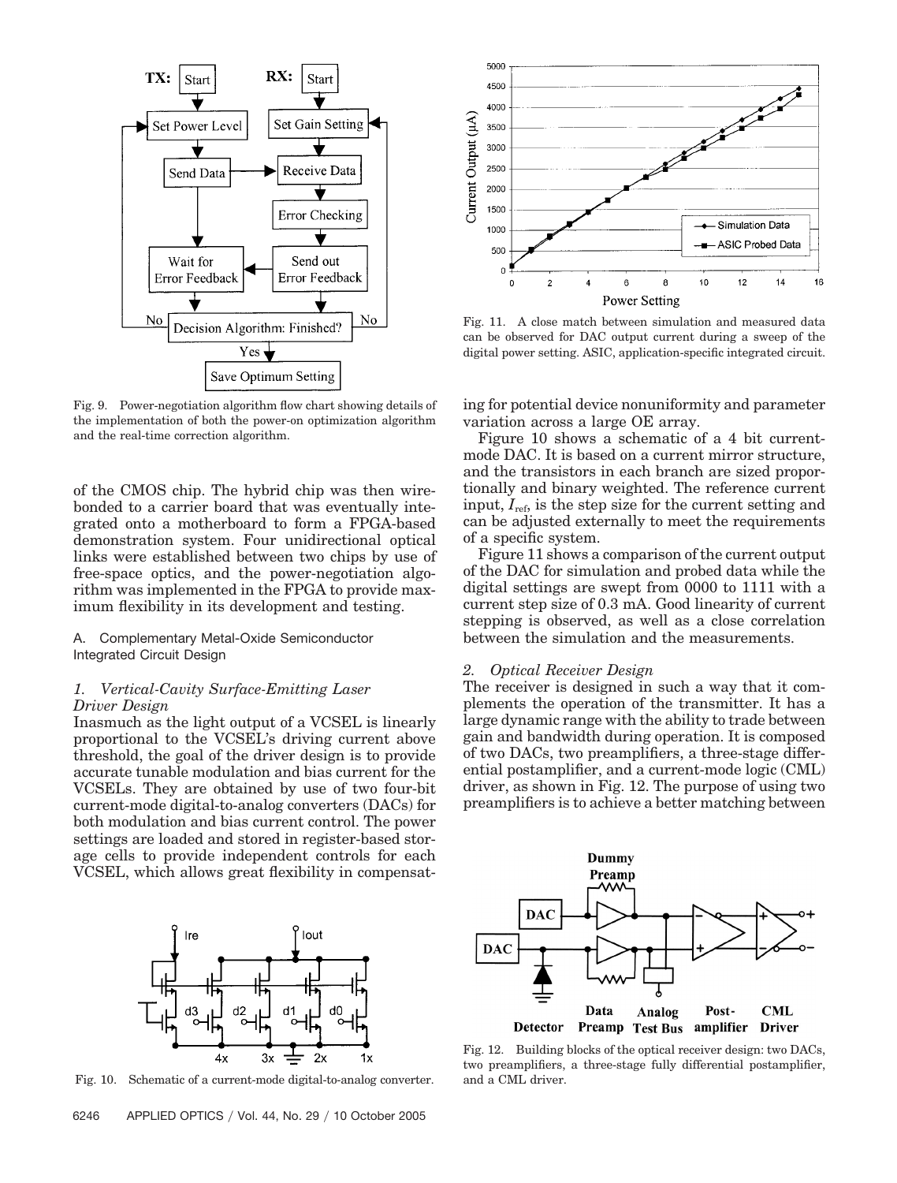Fig. 9. Power-negotiation algorithm flow chart showing details of the implementation of both the power-on optimization algorithm and the real-time correction algorithm.

of the CMOS chip. The hybrid chip was then wire-bonded to a carrier board that was eventually integrated onto a motherboard to form a FPGA-based demonstration system. Four unidirectional optical links were established between two chips by use of free-space optics, and the power-negotiation algorithm was implemented in the FPGA to provide maximum flexibility in its development and testing.

### A. Complementary Metal-Oxide Semiconductor Integrated Circuit Design

#### *1. Vertical-Cavity Surface-Emitting Laser Driver Design*

Inasmuch as the light output of a VCSEL is linearly proportional to the VCSEL's driving current above threshold, the goal of the driver design is to provide accurate tunable modulation and bias current for the VCSELs. They are obtained by use of two four-bit current-mode digital-to-analog converters (DACs) for both modulation and bias current control. The power settings are loaded and stored in register-based storage cells to provide independent controls for each VCSEL, which allows great flexibility in compensating for potential device nonuniformity and parameter variation across a large OE array.

Fig. 10. Schematic of a current-mode digital-to-analog converter.

Fig. 11. A close match between simulation and measured data can be observed for DAC output current during a sweep of the digital power setting. ASIC, application-specific integrated circuit.

Figure 10 shows a schematic of a 4 bit current-mode DAC. It is based on a current mirror structure, and the transistors in each branch are sized proportionally and binary weighted. The reference current input, $I_{\text{ref}}$, is the step size for the current setting and can be adjusted externally to meet the requirements of a specific system.

Figure 11 shows a comparison of the current output of the DAC for simulation and probed data while the digital settings are swept from 0000 to 1111 with a current step size of 0.3 mA. Good linearity of current stepping is observed, as well as a close correlation between the simulation and the measurements.

#### *2. Optical Receiver Design*

The receiver is designed in such a way that it complements the operation of the transmitter. It has a large dynamic range with the ability to trade between gain and bandwidth during operation. It is composed of two DACs, two preamplifiers, a three-stage differential postamplifier, and a current-mode logic (CML) driver, as shown in Fig. 12. The purpose of using two preamplifiers is to achieve a better matching between

Fig. 12. Building blocks of the optical receiver design: two DACs, two preamplifiers, a three-stage fully differential postamplifier, and a CML driver.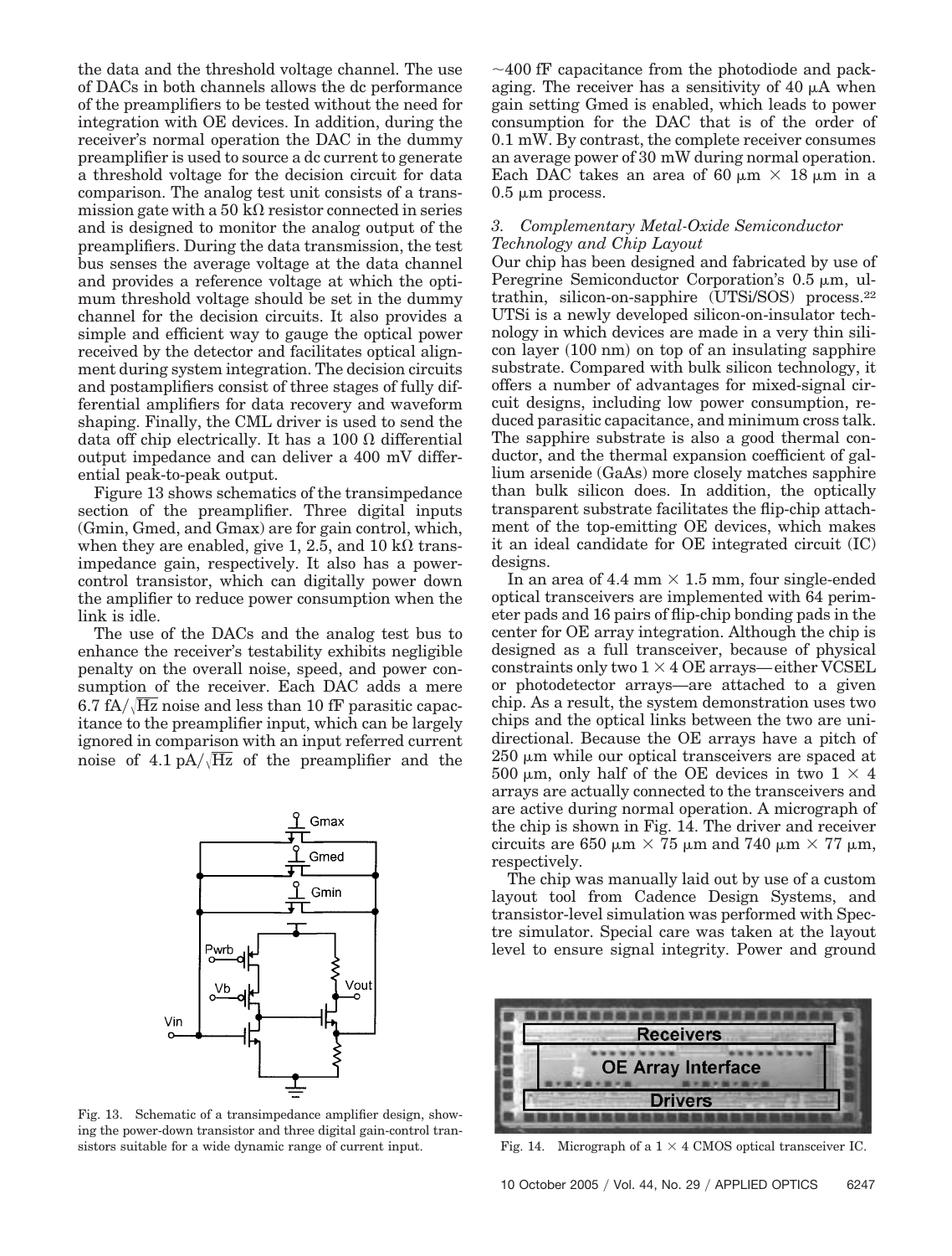the data and the threshold voltage channel. The use of DACs in both channels allows the dc performance of the preamplifiers to be tested without the need for integration with OE devices. In addition, during the receiver's normal operation the DAC in the dummy preamplifier is used to source a dc current to generate a threshold voltage for the decision circuit for data comparison. The analog test unit consists of a transmission gate with a 50 k$\Omega$ resistor connected in series and is designed to monitor the analog output of the preamplifiers. During the data transmission, the test bus senses the average voltage at the data channel and provides a reference voltage at which the optimum threshold voltage should be set in the dummy channel for the decision circuits. It also provides a simple and efficient way to gauge the optical power received by the detector and facilitates optical alignment during system integration. The decision circuits and postamplifiers consist of three stages of fully differential amplifiers for data recovery and waveform shaping. Finally, the CML driver is used to send the data off chip electrically. It has a 100 $\Omega$ differential output impedance and can deliver a 400 mV differential peak-to-peak output.

Figure 13 shows schematics of the transimpedance section of the preamplifier. Three digital inputs (Gmin, Gmed, and Gmax) are for gain control, which, when they are enabled, give 1, 2.5, and 10 k$\Omega$ transimpedance gain, respectively. It also has a power-control transistor, which can digitally power down the amplifier to reduce power consumption when the link is idle.

The use of the DACs and the analog test bus to enhance the receiver's testability exhibits negligible penalty on the overall noise, speed, and power consumption of the receiver. Each DAC adds a mere 6.7 fA/$\sqrt{\text{Hz}}$ noise and less than 10 fF parasitic capacitance to the preamplifier input, which can be largely ignored in comparison with an input referred current noise of 4.1 pA/$\sqrt{\text{Hz}}$ of the preamplifier and the ~400 fF capacitance from the photodiode and packaging. The receiver has a sensitivity of 40 $\mu$A when gain setting Gmed is enabled, which leads to power consumption for the DAC that is of the order of 0.1 mW. By contrast, the complete receiver consumes an average power of 30 mW during normal operation. Each DAC takes an area of 60 $\mu$m $\times$ 18 $\mu$m in a 0.5 $\mu$m process.

Fig. 13. Schematic of a transimpedance amplifier design, showing the power-down transistor and three digital gain-control transistors suitable for a wide dynamic range of current input.

### 3. Complementary Metal-Oxide Semiconductor Technology and Chip Layout

Our chip has been designed and fabricated by use of Peregrine Semiconductor Corporation's 0.5 $\mu$m, ultrathin, silicon-on-sapphire (UTSi/SOS) process.[22] UTSi is a newly developed silicon-on-insulator technology in which devices are made in a very thin silicon layer (100 nm) on top of an insulating sapphire substrate. Compared with bulk silicon technology, it offers a number of advantages for mixed-signal circuit designs, including low power consumption, reduced parasitic capacitance, and minimum cross talk. The sapphire substrate is also a good thermal conductor, and the thermal expansion coefficient of gallium arsenide (GaAs) more closely matches sapphire than bulk silicon does. In addition, the optically transparent substrate facilitates the flip-chip attachment of the top-emitting OE devices, which makes it an ideal candidate for OE integrated circuit (IC) designs.

In an area of 4.4 mm $\times$ 1.5 mm, four single-ended optical transceivers are implemented with 64 perimeter pads and 16 pairs of flip-chip bonding pads in the center for OE array integration. Although the chip is designed as a full transceiver, because of physical constraints only two 1 $\times$ 4 OE arrays—either VCSEL or photodetector arrays—are attached to a given chip. As a result, the system demonstration uses two chips and the optical links between the two are unidirectional. Because the OE arrays have a pitch of 250 $\mu$m while our optical transceivers are spaced at 500 $\mu$m, only half of the OE devices in two 1 $\times$ 4 arrays are actually connected to the transceivers and are active during normal operation. A micrograph of the chip is shown in Fig. 14. The driver and receiver circuits are 650 $\mu$m $\times$ 75 $\mu$m and 740 $\mu$m $\times$ 77 $\mu$m, respectively.

The chip was manually laid out by use of a custom layout tool from Cadence Design Systems, and transistor-level simulation was performed with Spectre simulator. Special care was taken at the layout level to ensure signal integrity. Power and ground

Fig. 14. Micrograph of a 1 $\times$ 4 CMOS optical transceiver IC.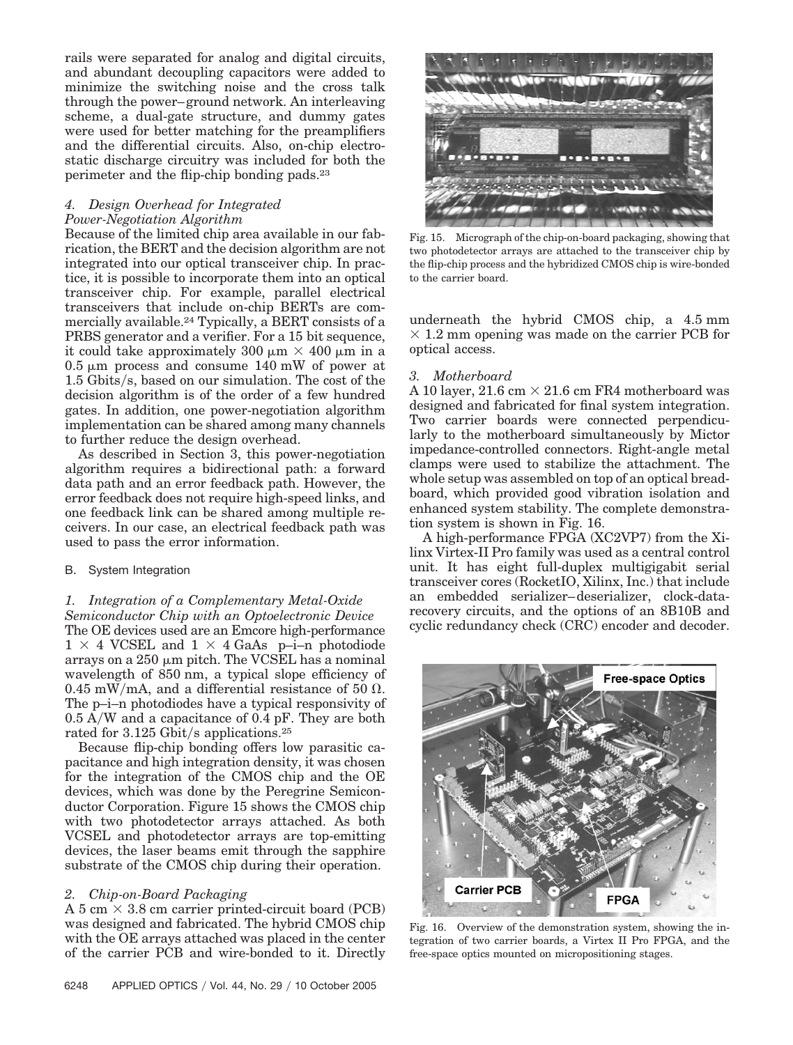rails were separated for analog and digital circuits, and abundant decoupling capacitors were added to minimize the switching noise and the cross talk through the power–ground network. An interleaving scheme, a dual-gate structure, and dummy gates were used for better matching for the preamplifiers and the differential circuits. Also, on-chip electrostatic discharge circuitry was included for both the perimeter and the flip-chip bonding pads.[23]

#### 4. Design Overhead for Integrated Power-Negotiation Algorithm

Because of the limited chip area available in our fabrication, the BERT and the decision algorithm are not integrated into our optical transceiver chip. In practice, it is possible to incorporate them into an optical transceiver chip. For example, parallel electrical transceivers that include on-chip BERTs are commercially available.[24] Typically, a BERT consists of a PRBS generator and a verifier. For a 15 bit sequence, it could take approximately 300 μm × 400 μm in a 0.5 μm process and consume 140 mW of power at 1.5 Gbits/s, based on our simulation. The cost of the decision algorithm is of the order of a few hundred gates. In addition, one power-negotiation algorithm implementation can be shared among many channels to further reduce the design overhead.

As described in Section 3, this power-negotiation algorithm requires a bidirectional path: a forward data path and an error feedback path. However, the error feedback does not require high-speed links, and one feedback link can be shared among multiple receivers. In our case, an electrical feedback path was used to pass the error information.

### B. System Integration

#### 1. Integration of a Complementary Metal-Oxide Semiconductor Chip with an Optoelectronic Device

The OE devices used are an Emcore high-performance 1 × 4 VCSEL and 1 × 4 GaAs p–i–n photodiode arrays on a 250 μm pitch. The VCSEL has a nominal wavelength of 850 nm, a typical slope efficiency of 0.45 mW/mA, and a differential resistance of 50 Ω. The p–i–n photodiodes have a typical responsivity of 0.5 A/W and a capacitance of 0.4 pF. They are both rated for 3.125 Gbit/s applications.[25]

Because flip-chip bonding offers low parasitic capacitance and high integration density, it was chosen for the integration of the CMOS chip and the OE devices, which was done by the Peregrine Semiconductor Corporation. Figure 15 shows the CMOS chip with two photodetector arrays attached. As both VCSEL and photodetector arrays are top-emitting devices, the laser beams emit through the sapphire substrate of the CMOS chip during their operation.

#### 2. Chip-on-Board Packaging

A 5 cm × 3.8 cm carrier printed-circuit board (PCB) was designed and fabricated. The hybrid CMOS chip with the OE arrays attached was placed in the center of the carrier PCB and wire-bonded to it. Directly underneath the hybrid CMOS chip, a 4.5 mm × 1.2 mm opening was made on the carrier PCB for optical access.

Fig. 15. Micrograph of the chip-on-board packaging, showing that two photodetector arrays are attached to the transceiver chip by the flip-chip process and the hybridized CMOS chip is wire-bonded to the carrier board.

#### 3. Motherboard

A 10 layer, 21.6 cm × 21.6 cm FR4 motherboard was designed and fabricated for final system integration. Two carrier boards were connected perpendicularly to the motherboard simultaneously by Mictor impedance-controlled connectors. Right-angle metal clamps were used to stabilize the attachment. The whole setup was assembled on top of an optical breadboard, which provided good vibration isolation and enhanced system stability. The complete demonstration system is shown in Fig. 16.

A high-performance FPGA (XC2VP7) from the Xilinx Virtex-II Pro family was used as a central control unit. It has eight full-duplex multigigabit serial transceiver cores (RocketIO, Xilinx, Inc.) that include an embedded serializer–deserializer, clock-data-recovery circuits, and the options of an 8B10B and cyclic redundancy check (CRC) encoder and decoder.

Fig. 16. Overview of the demonstration system, showing the integration of two carrier boards, a Virtex II Pro FPGA, and the free-space optics mounted on micropositioning stages.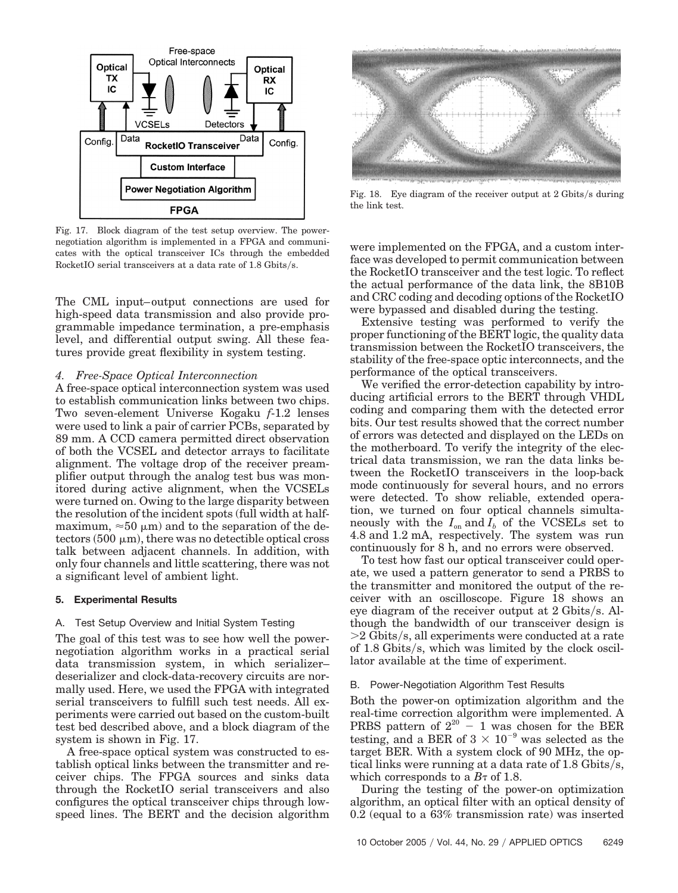Fig. 17. Block diagram of the test setup overview. The power-negotiation algorithm is implemented in a FPGA and communicates with the optical transceiver ICs through the embedded RocketIO serial transceivers at a data rate of 1.8 Gbits/s.

The CML input–output connections are used for high-speed data transmission and also provide programmable impedance termination, a pre-emphasis level, and differential output swing. All these features provide great flexibility in system testing.

### 4. Free-Space Optical Interconnection

A free-space optical interconnection system was used to establish communication links between two chips. Two seven-element Universe Kogaku *f*-1.2 lenses were used to link a pair of carrier PCBs, separated by 89 mm. A CCD camera permitted direct observation of both the VCSEL and detector arrays to facilitate alignment. The voltage drop of the receiver preamplifier output through the analog test bus was monitored during active alignment, when the VCSELs were turned on. Owing to the large disparity between the resolution of the incident spots (full width at half-maximum, $\approx 50\ \mu\text{m}$) and to the separation of the detectors ($500\ \mu\text{m}$), there was no detectible optical cross talk between adjacent channels. In addition, with only four channels and little scattering, there was not a significant level of ambient light.

## 5. Experimental Results

### A. Test Setup Overview and Initial System Testing

The goal of this test was to see how well the power-negotiation algorithm works in a practical serial data transmission system, in which serializer–deserializer and clock-data-recovery circuits are normally used. Here, we used the FPGA with integrated serial transceivers to fulfill such test needs. All experiments were carried out based on the custom-built test bed described above, and a block diagram of the system is shown in Fig. 17.

A free-space optical system was constructed to establish optical links between the transmitter and receiver chips. The FPGA sources and sinks data through the RocketIO serial transceivers and also configures the optical transceiver chips through low-speed lines. The BERT and the decision algorithm were implemented on the FPGA, and a custom interface was developed to permit communication between the RocketIO transceiver and the test logic. To reflect the actual performance of the data link, the 8B10B and CRC coding and decoding options of the RocketIO were bypassed and disabled during the testing.

Fig. 18. Eye diagram of the receiver output at 2 Gbits/s during the link test.

Extensive testing was performed to verify the proper functioning of the BERT logic, the quality data transmission between the RocketIO transceivers, the stability of the free-space optic interconnects, and the performance of the optical transceivers.

We verified the error-detection capability by introducing artificial errors to the BERT through VHDL coding and comparing them with the detected error bits. Our test results showed that the correct number of errors was detected and displayed on the LEDs on the motherboard. To verify the integrity of the electrical data transmission, we ran the data links between the RocketIO transceivers in the loop-back mode continuously for several hours, and no errors were detected. To show reliable, extended operation, we turned on four optical channels simultaneously with the $I_{\text{on}}$ and $I_b$ of the VCSELs set to 4.8 and 1.2 mA, respectively. The system was run continuously for 8 h, and no errors were observed.

To test how fast our optical transceiver could operate, we used a pattern generator to send a PRBS to the transmitter and monitored the output of the receiver with an oscilloscope. Figure 18 shows an eye diagram of the receiver output at 2 Gbits/s. Although the bandwidth of our transceiver design is >2 Gbits/s, all experiments were conducted at a rate of 1.8 Gbits/s, which was limited by the clock oscillator available at the time of experiment.

### B. Power-Negotiation Algorithm Test Results

Both the power-on optimization algorithm and the real-time correction algorithm were implemented. A PRBS pattern of $2^{20} - 1$ was chosen for the BER testing, and a BER of $3 \times 10^{-9}$ was selected as the target BER. With a system clock of 90 MHz, the optical links were running at a data rate of 1.8 Gbits/s, which corresponds to a $B\tau$ of 1.8.

During the testing of the power-on optimization algorithm, an optical filter with an optical density of 0.2 (equal to a 63% transmission rate) was inserted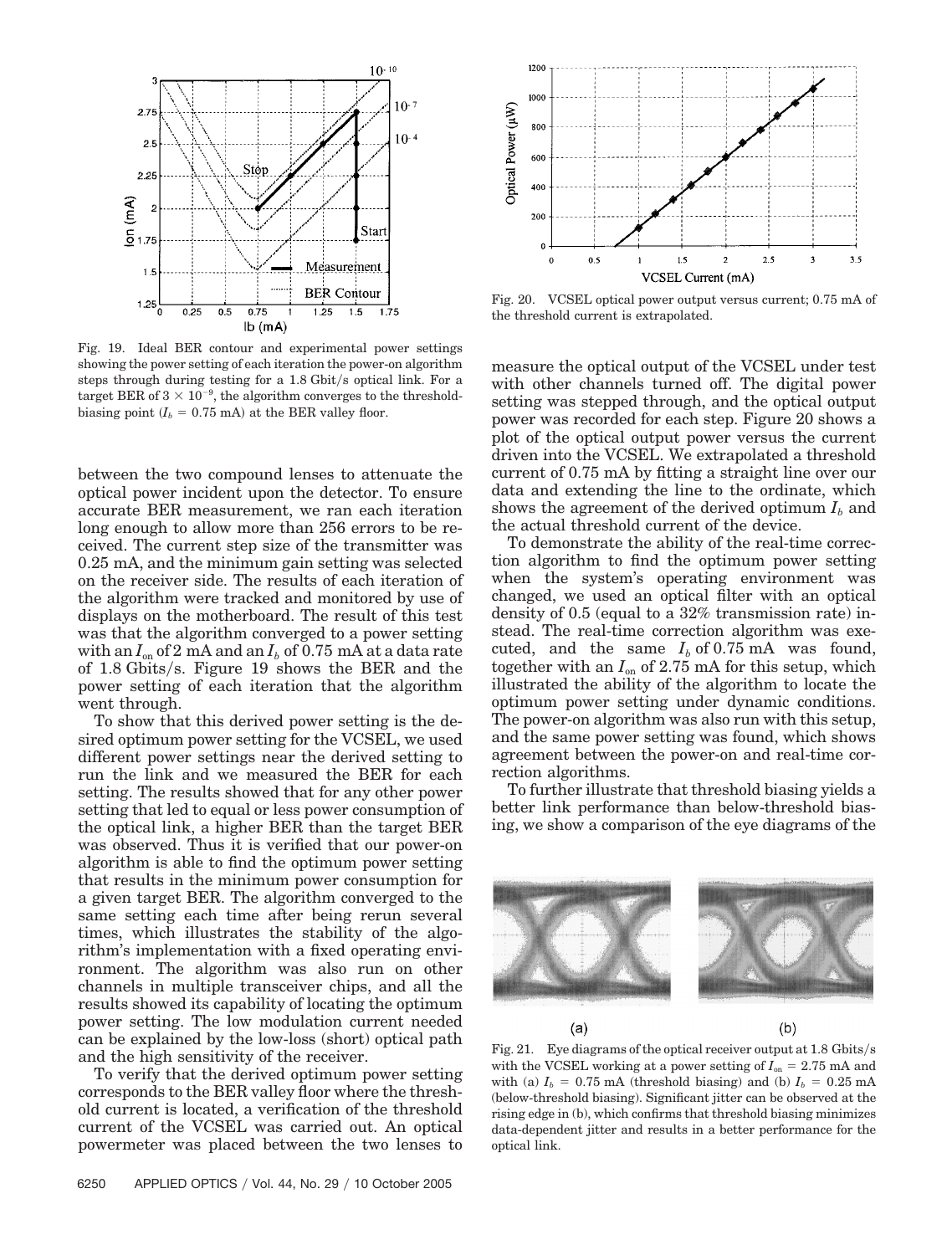Fig. 19. Ideal BER contour and experimental power settings showing the power setting of each iteration the power-on algorithm steps through during testing for a 1.8 Gbit/s optical link. For a target BER of $3 \times 10^{-9}$, the algorithm converges to the threshold-biasing point ($I_b = 0.75$ mA) at the BER valley floor.

between the two compound lenses to attenuate the optical power incident upon the detector. To ensure accurate BER measurement, we ran each iteration long enough to allow more than 256 errors to be received. The current step size of the transmitter was 0.25 mA, and the minimum gain setting was selected on the receiver side. The results of each iteration of the algorithm were tracked and monitored by use of displays on the motherboard. The result of this test was that the algorithm converged to a power setting with an $I_{on}$ of 2 mA and an $I_b$ of 0.75 mA at a data rate of 1.8 Gbits/s. Figure 19 shows the BER and the power setting of each iteration that the algorithm went through.

To show that this derived power setting is the desired optimum power setting for the VCSEL, we used different power settings near the derived setting to run the link and we measured the BER for each setting. The results showed that for any other power setting that led to equal or less power consumption of the optical link, a higher BER than the target BER was observed. Thus it is verified that our power-on algorithm is able to find the optimum power setting that results in the minimum power consumption for a given target BER. The algorithm converged to the same setting each time after being rerun several times, which illustrates the stability of the algorithm's implementation with a fixed operating environment. The algorithm was also run on other channels in multiple transceiver chips, and all the results showed its capability of locating the optimum power setting. The low modulation current needed can be explained by the low-loss (short) optical path and the high sensitivity of the receiver.

To verify that the derived optimum power setting corresponds to the BER valley floor where the threshold current is located, a verification of the threshold current of the VCSEL was carried out. An optical powermeter was placed between the two lenses to measure the optical output of the VCSEL under test with other channels turned off. The digital power setting was stepped through, and the optical output power was recorded for each step. Figure 20 shows a plot of the optical output power versus the current driven into the VCSEL. We extrapolated a threshold current of 0.75 mA by fitting a straight line over our data and extending the line to the ordinate, which shows the agreement of the derived optimum $I_b$ and the actual threshold current of the device.

Fig. 20. VCSEL optical power output versus current; 0.75 mA of the threshold current is extrapolated.

To demonstrate the ability of the real-time correction algorithm to find the optimum power setting when the system's operating environment was changed, we used an optical filter with an optical density of 0.5 (equal to a 32% transmission rate) instead. The real-time correction algorithm was executed, and the same $I_b$ of 0.75 mA was found, together with an $I_{on}$ of 2.75 mA for this setup, which illustrated the ability of the algorithm to locate the optimum power setting under dynamic conditions. The power-on algorithm was also run with this setup, and the same power setting was found, which shows agreement between the power-on and real-time correction algorithms.

To further illustrate that threshold biasing yields a better link performance than below-threshold biasing, we show a comparison of the eye diagrams of the

Fig. 21. Eye diagrams of the optical receiver output at 1.8 Gbits/s with the VCSEL working at a power setting of $I_{on} = 2.75$ mA and with (a) $I_b = 0.75$ mA (threshold biasing) and (b) $I_b = 0.25$ mA (below-threshold biasing). Significant jitter can be observed at the rising edge in (b), which confirms that threshold biasing minimizes data-dependent jitter and results in a better performance for the optical link.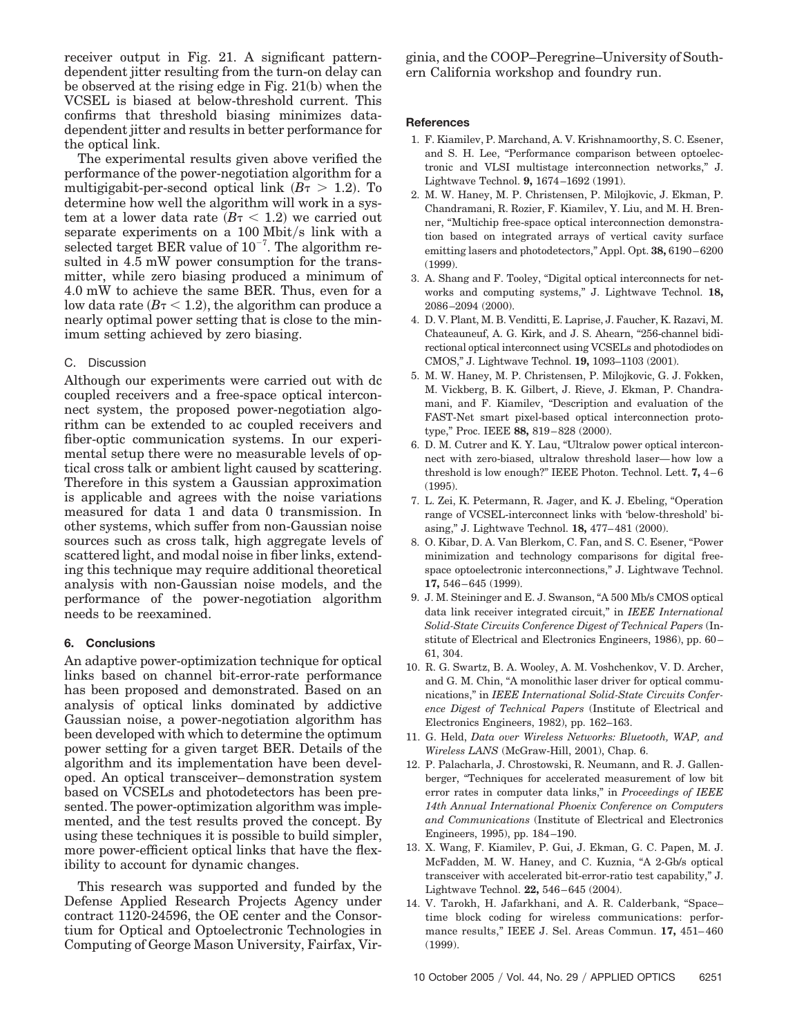receiver output in Fig. 21. A significant pattern-dependent jitter resulting from the turn-on delay can be observed at the rising edge in Fig. 21(b) when the VCSEL is biased at below-threshold current. This confirms that threshold biasing minimizes data-dependent jitter and results in better performance for the optical link.

The experimental results given above verified the performance of the power-negotiation algorithm for a multigigabit-per-second optical link ($B\tau > 1.2$). To determine how well the algorithm will work in a system at a lower data rate ($B\tau < 1.2$) we carried out separate experiments on a 100 Mbit/s link with a selected target BER value of $10^{-7}$. The algorithm resulted in 4.5 mW power consumption for the transmitter, while zero biasing produced a minimum of 4.0 mW to achieve the same BER. Thus, even for a low data rate ($B\tau < 1.2$), the algorithm can produce a nearly optimal power setting that is close to the minimum setting achieved by zero biasing.

### C. Discussion

Although our experiments were carried out with dc coupled receivers and a free-space optical interconnect system, the proposed power-negotiation algorithm can be extended to ac coupled receivers and fiber-optic communication systems. In our experimental setup there were no measurable levels of optical cross talk or ambient light caused by scattering. Therefore in this system a Gaussian approximation is applicable and agrees with the noise variations measured for data 1 and data 0 transmission. In other systems, which suffer from non-Gaussian noise sources such as cross talk, high aggregate levels of scattered light, and modal noise in fiber links, extending this technique may require additional theoretical analysis with non-Gaussian noise models, and the performance of the power-negotiation algorithm needs to be reexamined.

## 6. Conclusions

An adaptive power-optimization technique for optical links based on channel bit-error-rate performance has been proposed and demonstrated. Based on an analysis of optical links dominated by addictive Gaussian noise, a power-negotiation algorithm has been developed with which to determine the optimum power setting for a given target BER. Details of the algorithm and its implementation have been developed. An optical transceiver–demonstration system based on VCSELs and photodetectors has been presented. The power-optimization algorithm was implemented, and the test results proved the concept. By using these techniques it is possible to build simpler, more power-efficient optical links that have the flexibility to account for dynamic changes.

This research was supported and funded by the Defense Applied Research Projects Agency under contract 1120-24596, the OE center and the Consortium for Optical and Optoelectronic Technologies in Computing of George Mason University, Fairfax, Virginia, and the COOP–Peregrine–University of Southern California workshop and foundry run.

### References

1. F. Kiamilev, P. Marchand, A. V. Krishnamoorthy, S. C. Esener, and S. H. Lee, "Performance comparison between optoelectronic and VLSI multistage interconnection networks," J. Lightwave Technol. **9,** 1674–1692 (1991).
2. M. W. Haney, M. P. Christensen, P. Milojkovic, J. Ekman, P. Chandramani, R. Rozier, F. Kiamilev, Y. Liu, and M. H. Brenner, "Multichip free-space optical interconnection demonstration based on integrated arrays of vertical cavity surface emitting lasers and photodetectors," Appl. Opt. **38,** 6190–6200 (1999).
3. A. Shang and F. Tooley, "Digital optical interconnects for networks and computing systems," J. Lightwave Technol. **18,** 2086–2094 (2000).
4. D. V. Plant, M. B. Venditti, E. Laprise, J. Faucher, K. Razavi, M. Chateauneuf, A. G. Kirk, and J. S. Ahearn, "256-channel bidirectional optical interconnect using VCSELs and photodiodes on CMOS," J. Lightwave Technol. **19,** 1093–1103 (2001).
5. M. W. Haney, M. P. Christensen, P. Milojkovic, G. J. Fokken, M. Vickberg, B. K. Gilbert, J. Rieve, J. Ekman, P. Chandramani, and F. Kiamilev, "Description and evaluation of the FAST-Net smart pixel-based optical interconnection prototype," Proc. IEEE **88,** 819–828 (2000).
6. D. M. Cutrer and K. Y. Lau, "Ultralow power optical interconnect with zero-biased, ultralow threshold laser—how low a threshold is low enough?" IEEE Photon. Technol. Lett. **7,** 4–6 (1995).
7. L. Zei, K. Petermann, R. Jager, and K. J. Ebeling, "Operation range of VCSEL-interconnect links with 'below-threshold' biasing," J. Lightwave Technol. **18,** 477–481 (2000).
8. O. Kibar, D. A. Van Blerkom, C. Fan, and S. C. Esener, "Power minimization and technology comparisons for digital free-space optoelectronic interconnections," J. Lightwave Technol. **17,** 546–645 (1999).
9. J. M. Steininger and E. J. Swanson, "A 500 Mb/s CMOS optical data link receiver integrated circuit," in *IEEE International Solid-State Circuits Conference Digest of Technical Papers* (Institute of Electrical and Electronics Engineers, 1986), pp. 60–61, 304.
10. R. G. Swartz, B. A. Wooley, A. M. Voshchenkov, V. D. Archer, and G. M. Chin, "A monolithic laser driver for optical communications," in *IEEE International Solid-State Circuits Conference Digest of Technical Papers* (Institute of Electrical and Electronics Engineers, 1982), pp. 162–163.
11. G. Held, *Data over Wireless Networks: Bluetooth, WAP, and Wireless LANS* (McGraw-Hill, 2001), Chap. 6.
12. P. Palacharla, J. Chrostowski, R. Neumann, and R. J. Gallenberger, "Techniques for accelerated measurement of low bit error rates in computer data links," in *Proceedings of IEEE 14th Annual International Phoenix Conference on Computers and Communications* (Institute of Electrical and Electronics Engineers, 1995), pp. 184–190.
13. X. Wang, F. Kiamilev, P. Gui, J. Ekman, G. C. Papen, M. J. McFadden, M. W. Haney, and C. Kuznia, "A 2-Gb/s optical transceiver with accelerated bit-error-ratio test capability," J. Lightwave Technol. **22,** 546–645 (2004).
14. V. Tarokh, H. Jafarkhani, and A. R. Calderbank, "Space–time block coding for wireless communications: performance results," IEEE J. Sel. Areas Commun. **17,** 451–460 (1999).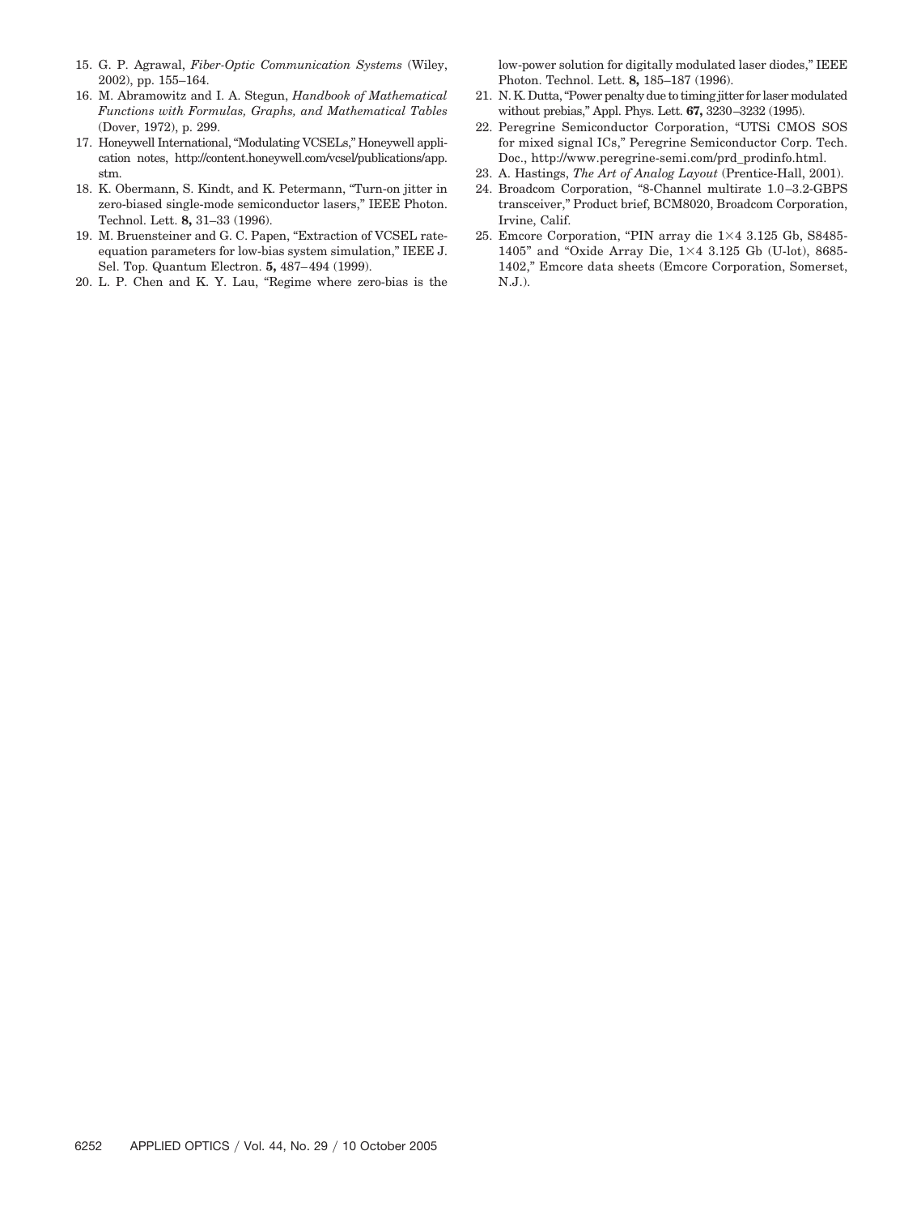15. G. P. Agrawal, *Fiber-Optic Communication Systems* (Wiley, 2002), pp. 155–164.
16. M. Abramowitz and I. A. Stegun, *Handbook of Mathematical Functions with Formulas, Graphs, and Mathematical Tables* (Dover, 1972), p. 299.
17. Honeywell International, "Modulating VCSELs," Honeywell application notes, http://content.honeywell.com/vcsel/publications/app.stm.
18. K. Obermann, S. Kindt, and K. Petermann, "Turn-on jitter in zero-biased single-mode semiconductor lasers," IEEE Photon. Technol. Lett. **8,** 31–33 (1996).
19. M. Bruensteiner and G. C. Papen, "Extraction of VCSEL rate-equation parameters for low-bias system simulation," IEEE J. Sel. Top. Quantum Electron. **5,** 487–494 (1999).
20. L. P. Chen and K. Y. Lau, "Regime where zero-bias is the low-power solution for digitally modulated laser diodes," IEEE Photon. Technol. Lett. **8,** 185–187 (1996).
21. N. K. Dutta, "Power penalty due to timing jitter for laser modulated without prebias," Appl. Phys. Lett. **67,** 3230–3232 (1995).
22. Peregrine Semiconductor Corporation, "UTSi CMOS SOS for mixed signal ICs," Peregrine Semiconductor Corp. Tech. Doc., http://www.peregrine-semi.com/prd_prodinfo.html.
23. A. Hastings, *The Art of Analog Layout* (Prentice-Hall, 2001).
24. Broadcom Corporation, "8-Channel multirate 1.0–3.2-GBPS transceiver," Product brief, BCM8020, Broadcom Corporation, Irvine, Calif.
25. Emcore Corporation, "PIN array die 1×4 3.125 Gb, S8485-1405" and "Oxide Array Die, 1×4 3.125 Gb (U-lot), 8685-1402," Emcore data sheets (Emcore Corporation, Somerset, N.J.).